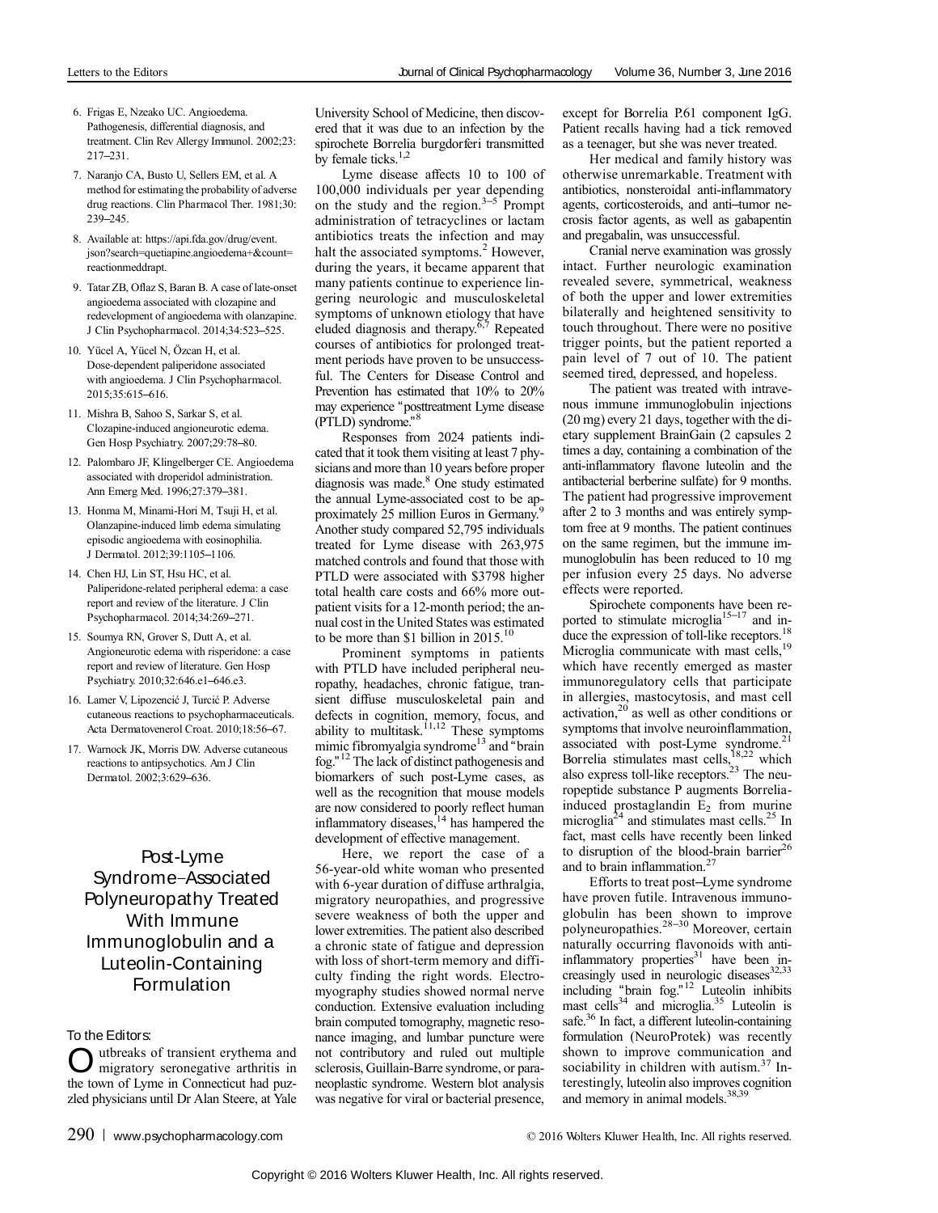6. Frigas E, Nzeako UC. Angioedema. Pathogenesis, differential diagnosis, and treatment. Clin Rev Allergy Immunol. 2002;23: 217–231.

7. Naranjo CA, Busto U, Sellers EM, et al. A method for estimating the probability of adverse drug reactions. Clin Pharmacol Ther. 1981;30: 239–245.

8. Available at: https://api.fda.gov/drug/event.json?search=quetiapine.angioedema+&count=reactionmeddrapt.

9. Tatar ZB, Oflaz S, Baran B. A case of late-onset angioedema associated with clozapine and redevelopment of angioedema with olanzapine. J Clin Psychopharmacol. 2014;34:523–525.

10. Yücel A, Yücel N, Özcan H, et al. Dose-dependent paliperidone associated with angioedema. J Clin Psychopharmacol. 2015;35:615–616.

11. Mishra B, Sahoo S, Sarkar S, et al. Clozapine-induced angioneurotic edema. Gen Hosp Psychiatry. 2007;29:78–80.

12. Palombaro JF, Klingelberger CE. Angioedema associated with droperidol administration. Ann Emerg Med. 1996;27:379–381.

13. Honma M, Minami-Hori M, Tsuji H, et al. Olanzapine-induced limb edema simulating episodic angioedema with eosinophilia. J Dermatol. 2012;39:1105–1106.

14. Chen HJ, Lin ST, Hsu HC, et al. Paliperidone-related peripheral edema: a case report and review of the literature. J Clin Psychopharmacol. 2014;34:269–271.

15. Soumya RN, Grover S, Dutt A, et al. Angioneurotic edema with risperidone: a case report and review of literature. Gen Hosp Psychiatry. 2010;32:646.e1–646.e3.

16. Lamer V, Lipozenčić J, Turčić P. Adverse cutaneous reactions to psychopharmaceuticals. Acta Dermatovenerol Croat. 2010;18:56–67.

17. Warnock JK, Morris DW. Adverse cutaneous reactions to antipsychotics. Am J Clin Dermatol. 2002;3:629–636.

# Post-Lyme Syndrome–Associated Polyneuropathy Treated With Immune Immunoglobulin and a Luteolin-Containing Formulation

To the Editors:

Outbreaks of transient erythema and migratory seronegative arthritis in the town of Lyme in Connecticut had puzzled physicians until Dr Alan Steere, at Yale University School of Medicine, then discovered that it was due to an infection by the spirochete Borrelia burgdorferi transmitted by female ticks.[1,2]

Lyme disease affects 10 to 100 of 100,000 individuals per year depending on the study and the region.[3–5] Prompt administration of tetracyclines or lactam antibiotics treats the infection and may halt the associated symptoms.[2] However, during the years, it became apparent that many patients continue to experience lingering neurologic and musculoskeletal symptoms of unknown etiology that have eluded diagnosis and therapy.[6,7] Repeated courses of antibiotics for prolonged treatment periods have proven to be unsuccessful. The Centers for Disease Control and Prevention has estimated that 10% to 20% may experience "posttreatment Lyme disease (PTLD) syndrome."[8]

Responses from 2024 patients indicated that it took them visiting at least 7 physicians and more than 10 years before proper diagnosis was made.[8] One study estimated the annual Lyme-associated cost to be approximately 25 million Euros in Germany.[9] Another study compared 52,795 individuals treated for Lyme disease with 263,975 matched controls and found that those with PTLD were associated with \$3798 higher total health care costs and 66% more outpatient visits for a 12-month period; the annual cost in the United States was estimated to be more than \$1 billion in 2015.[10]

Prominent symptoms in patients with PTLD have included peripheral neuropathy, headaches, chronic fatigue, transient diffuse musculoskeletal pain and defects in cognition, memory, focus, and ability to multitask.[11,12] These symptoms mimic fibromyalgia syndrome[13] and "brain fog."[12] The lack of distinct pathogenesis and biomarkers of such post-Lyme cases, as well as the recognition that mouse models are now considered to poorly reflect human inflammatory diseases,[14] has hampered the development of effective management.

Here, we report the case of a 56-year-old white woman who presented with 6-year duration of diffuse arthralgia, migratory neuropathies, and progressive severe weakness of both the upper and lower extremities. The patient also described a chronic state of fatigue and depression with loss of short-term memory and difficulty finding the right words. Electromyography studies showed normal nerve conduction. Extensive evaluation including brain computed tomography, magnetic resonance imaging, and lumbar puncture were not contributory and ruled out multiple sclerosis, Guillain-Barre syndrome, or paraneoplastic syndrome. Western blot analysis was negative for viral or bacterial presence, except for Borrelia P.61 component IgG. Patient recalls having had a tick removed as a teenager, but she was never treated.

Her medical and family history was otherwise unremarkable. Treatment with antibiotics, nonsteroidal anti-inflammatory agents, corticosteroids, and anti–tumor necrosis factor agents, as well as gabapentin and pregabalin, was unsuccessful.

Cranial nerve examination was grossly intact. Further neurologic examination revealed severe, symmetrical, weakness of both the upper and lower extremities bilaterally and heightened sensitivity to touch throughout. There were no positive trigger points, but the patient reported a pain level of 7 out of 10. The patient seemed tired, depressed, and hopeless.

The patient was treated with intravenous immune immunoglobulin injections (20 mg) every 21 days, together with the dietary supplement BrainGain (2 capsules 2 times a day, containing a combination of the anti-inflammatory flavone luteolin and the antibacterial berberine sulfate) for 9 months. The patient had progressive improvement after 2 to 3 months and was entirely symptom free at 9 months. The patient continues on the same regimen, but the immune immunoglobulin has been reduced to 10 mg per infusion every 25 days. No adverse effects were reported.

Spirochete components have been reported to stimulate microglia[15–17] and induce the expression of toll-like receptors.[18] Microglia communicate with mast cells,[19] which have recently emerged as master immunoregulatory cells that participate in allergies, mastocytosis, and mast cell activation,[20] as well as other conditions or symptoms that involve neuroinflammation, associated with post-Lyme syndrome.[21] Borrelia stimulates mast cells,[18,22] which also express toll-like receptors.[23] The neuropeptide substance P augments Borrelia-induced prostaglandin $E_2$ from murine microglia[24] and stimulates mast cells.[25] In fact, mast cells have recently been linked to disruption of the blood-brain barrier[26] and to brain inflammation.[27]

Efforts to treat post–Lyme syndrome have proven futile. Intravenous immunoglobulin has been shown to improve polyneuropathies.[28–30] Moreover, certain naturally occurring flavonoids with anti-inflammatory properties[31] have been increasingly used in neurologic diseases[32,33] including "brain fog."[12] Luteolin inhibits mast cells[34] and microglia.[35] Luteolin is safe.[36] In fact, a different luteolin-containing formulation (NeuroProtek) was recently shown to improve communication and sociability in children with autism.[37] Interestingly, luteolin also improves cognition and memory in animal models.[38,39]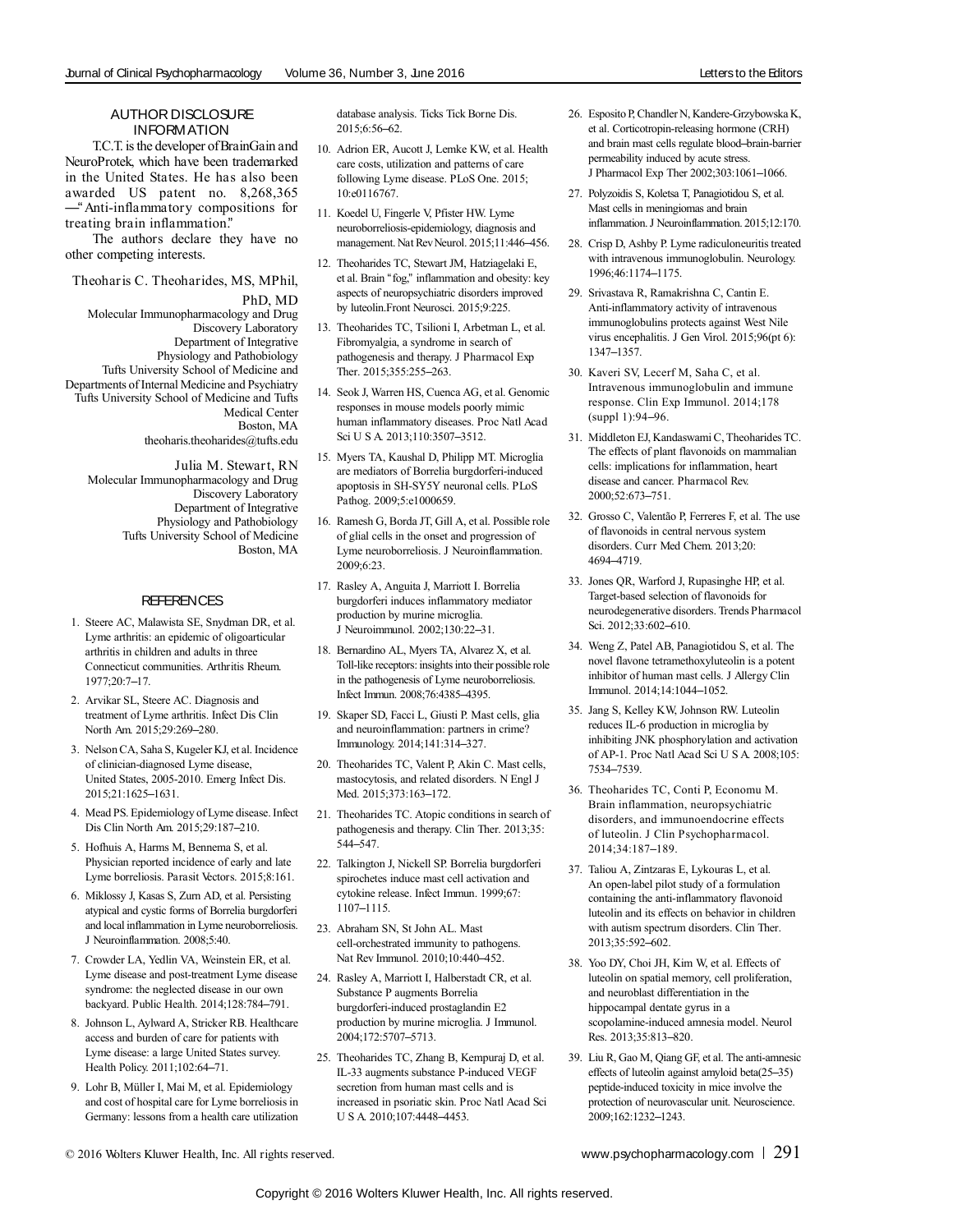## AUTHOR DISCLOSURE INFORMATION

T.C.T. is the developer of BrainGain and NeuroProtek, which have been trademarked in the United States. He has also been awarded US patent no. 8,268,365—"Anti-inflammatory compositions for treating brain inflammation."

The authors declare they have no other competing interests.

**Theoharis C. Theoharides, MS, MPhil, PhD, MD**
Molecular Immunopharmacology and Drug Discovery Laboratory
Department of Integrative Physiology and Pathobiology
Tufts University School of Medicine and Departments of Internal Medicine and Psychiatry
Tufts University School of Medicine and Tufts Medical Center
Boston, MA
theoharis.theoharides@tufts.edu

**Julia M. Stewart, RN**
Molecular Immunopharmacology and Drug Discovery Laboratory
Department of Integrative Physiology and Pathobiology
Tufts University School of Medicine
Boston, MA

## REFERENCES

1. Steere AC, Malawista SE, Snydman DR, et al. Lyme arthritis: an epidemic of oligoarticular arthritis in children and adults in three Connecticut communities. Arthritis Rheum. 1977;20:7–17.
2. Arvikar SL, Steere AC. Diagnosis and treatment of Lyme arthritis. Infect Dis Clin North Am. 2015;29:269–280.
3. Nelson CA, Saha S, Kugeler KJ, et al. Incidence of clinician-diagnosed Lyme disease, United States, 2005-2010. Emerg Infect Dis. 2015;21:1625–1631.
4. Mead PS. Epidemiology of Lyme disease. Infect Dis Clin North Am. 2015;29:187–210.
5. Hofhuis A, Harms M, Bennema S, et al. Physician reported incidence of early and late Lyme borreliosis. Parasit Vectors. 2015;8:161.
6. Miklossy J, Kasas S, Zurn AD, et al. Persisting atypical and cystic forms of Borrelia burgdorferi and local inflammation in Lyme neuroborreliosis. J Neuroinflammation. 2008;5:40.
7. Crowder LA, Yedlin VA, Weinstein ER, et al. Lyme disease and post-treatment Lyme disease syndrome: the neglected disease in our own backyard. Public Health. 2014;128:784–791.
8. Johnson L, Aylward A, Stricker RB. Healthcare access and burden of care for patients with Lyme disease: a large United States survey. Health Policy. 2011;102:64–71.
9. Lohr B, Müller I, Mai M, et al. Epidemiology and cost of hospital care for Lyme borreliosis in Germany: lessons from a health care utilization database analysis. Ticks Tick Borne Dis. 2015;6:56–62.
10. Adrion ER, Aucott J, Lemke KW, et al. Health care costs, utilization and patterns of care following Lyme disease. PLoS One. 2015; 10:e0116767.
11. Koedel U, Fingerle V, Pfister HW. Lyme neuroborreliosis-epidemiology, diagnosis and management. Nat Rev Neurol. 2015;11:446–456.
12. Theoharides TC, Stewart JM, Hatziagelaki E, et al. Brain "fog," inflammation and obesity: key aspects of neuropsychiatric disorders improved by luteolin.Front Neurosci. 2015;9:225.
13. Theoharides TC, Tsilioni I, Arbetman L, et al. Fibromyalgia, a syndrome in search of pathogenesis and therapy. J Pharmacol Exp Ther. 2015;355:255–263.
14. Seok J, Warren HS, Cuenca AG, et al. Genomic responses in mouse models poorly mimic human inflammatory diseases. Proc Natl Acad Sci U S A. 2013;110:3507–3512.
15. Myers TA, Kaushal D, Philipp MT. Microglia are mediators of Borrelia burgdorferi-induced apoptosis in SH-SY5Y neuronal cells. PLoS Pathog. 2009;5:e1000659.
16. Ramesh G, Borda JT, Gill A, et al. Possible role of glial cells in the onset and progression of Lyme neuroborreliosis. J Neuroinflammation. 2009;6:23.
17. Rasley A, Anguita J, Marriott I. Borrelia burgdorferi induces inflammatory mediator production by murine microglia. J Neuroimmunol. 2002;130:22–31.
18. Bernardino AL, Myers TA, Alvarez X, et al. Toll-like receptors: insights into their possible role in the pathogenesis of Lyme neuroborreliosis. Infect Immun. 2008;76:4385–4395.
19. Skaper SD, Facci L, Giusti P. Mast cells, glia and neuroinflammation: partners in crime? Immunology. 2014;141:314–327.
20. Theoharides TC, Valent P, Akin C. Mast cells, mastocytosis, and related disorders. N Engl J Med. 2015;373:163–172.
21. Theoharides TC. Atopic conditions in search of pathogenesis and therapy. Clin Ther. 2013;35: 544–547.
22. Talkington J, Nickell SP. Borrelia burgdorferi spirochetes induce mast cell activation and cytokine release. Infect Immun. 1999;67: 1107–1115.
23. Abraham SN, St John AL. Mast cell-orchestrated immunity to pathogens. Nat Rev Immunol. 2010;10:440–452.
24. Rasley A, Marriott I, Halberstadt CR, et al. Substance P augments Borrelia burgdorferi-induced prostaglandin E2 production by murine microglia. J Immunol. 2004;172:5707–5713.
25. Theoharides TC, Zhang B, Kempuraj D, et al. IL-33 augments substance P-induced VEGF secretion from human mast cells and is increased in psoriatic skin. Proc Natl Acad Sci U S A. 2010;107:4448–4453.
26. Esposito P, Chandler N, Kandere-Grzybowska K, et al. Corticotropin-releasing hormone (CRH) and brain mast cells regulate blood–brain-barrier permeability induced by acute stress. J Pharmacol Exp Ther 2002;303:1061–1066.
27. Polyzoidis S, Koletsa T, Panagiotidou S, et al. Mast cells in meningiomas and brain inflammation. J Neuroinflammation. 2015;12:170.
28. Crisp D, Ashby P. Lyme radiculoneuritis treated with intravenous immunoglobulin. Neurology. 1996;46:1174–1175.
29. Srivastava R, Ramakrishna C, Cantin E. Anti-inflammatory activity of intravenous immunoglobulins protects against West Nile virus encephalitis. J Gen Virol. 2015;96(pt 6): 1347–1357.
30. Kaveri SV, Lecerf M, Saha C, et al. Intravenous immunoglobulin and immune response. Clin Exp Immunol. 2014;178 (suppl 1):94–96.
31. Middleton EJ, Kandaswami C, Theoharides TC. The effects of plant flavonoids on mammalian cells: implications for inflammation, heart disease and cancer. Pharmacol Rev. 2000;52:673–751.
32. Grosso C, Valentão P, Ferreres F, et al. The use of flavonoids in central nervous system disorders. Curr Med Chem. 2013;20: 4694–4719.
33. Jones QR, Warford J, Rupasinghe HP, et al. Target-based selection of flavonoids for neurodegenerative disorders. Trends Pharmacol Sci. 2012;33:602–610.
34. Weng Z, Patel AB, Panagiotidou S, et al. The novel flavone tetramethoxyluteolin is a potent inhibitor of human mast cells. J Allergy Clin Immunol. 2014;14:1044–1052.
35. Jang S, Kelley KW, Johnson RW. Luteolin reduces IL-6 production in microglia by inhibiting JNK phosphorylation and activation of AP-1. Proc Natl Acad Sci U S A. 2008;105: 7534–7539.
36. Theoharides TC, Conti P, Economu M. Brain inflammation, neuropsychiatric disorders, and immunoendocrine effects of luteolin. J Clin Psychopharmacol. 2014;34:187–189.
37. Taliou A, Zintzaras E, Lykouras L, et al. An open-label pilot study of a formulation containing the anti-inflammatory flavonoid luteolin and its effects on behavior in children with autism spectrum disorders. Clin Ther. 2013;35:592–602.
38. Yoo DY, Choi JH, Kim W, et al. Effects of luteolin on spatial memory, cell proliferation, and neuroblast differentiation in the hippocampal dentate gyrus in a scopolamine-induced amnesia model. Neurol Res. 2013;35:813–820.
39. Liu R, Gao M, Qiang GF, et al. The anti-amnesic effects of luteolin against amyloid beta(25–35) peptide-induced toxicity in mice involve the protection of neurovascular unit. Neuroscience. 2009;162:1232–1243.